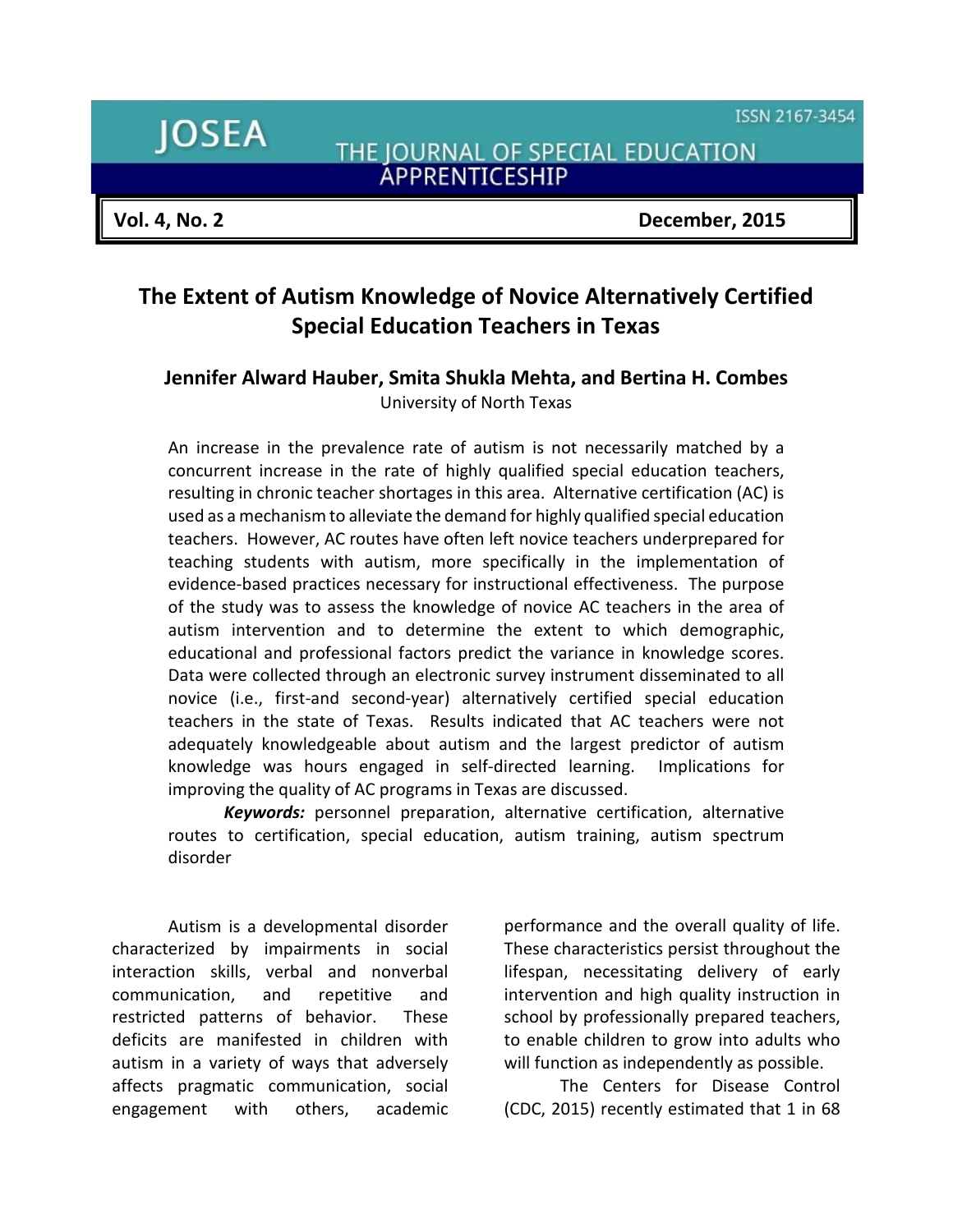# The Extent of Autism Knowledge of Novice Alternatively Certified Special Education Teachers in Texas

**Jennifer Alward Hauber, Smita Shukla Mehta, and Bertina H. Combes**

University of North Texas

An increase in the prevalence rate of autism is not necessarily matched by a concurrent increase in the rate of highly qualified special education teachers, resulting in chronic teacher shortages in this area. Alternative certification (AC) is used as a mechanism to alleviate the demand for highly qualified special education teachers. However, AC routes have often left novice teachers underprepared for teaching students with autism, more specifically in the implementation of evidence-based practices necessary for instructional effectiveness. The purpose of the study was to assess the knowledge of novice AC teachers in the area of autism intervention and to determine the extent to which demographic, educational and professional factors predict the variance in knowledge scores. Data were collected through an electronic survey instrument disseminated to all novice (i.e., first-and second-year) alternatively certified special education teachers in the state of Texas. Results indicated that AC teachers were not adequately knowledgeable about autism and the largest predictor of autism knowledge was hours engaged in self-directed learning. Implications for improving the quality of AC programs in Texas are discussed.

***Keywords:*** personnel preparation, alternative certification, alternative routes to certification, special education, autism training, autism spectrum disorder

Autism is a developmental disorder characterized by impairments in social interaction skills, verbal and nonverbal communication, and repetitive and restricted patterns of behavior. These deficits are manifested in children with autism in a variety of ways that adversely affects pragmatic communication, social engagement with others, academic performance and the overall quality of life. These characteristics persist throughout the lifespan, necessitating delivery of early intervention and high quality instruction in school by professionally prepared teachers, to enable children to grow into adults who will function as independently as possible.

The Centers for Disease Control (CDC, 2015) recently estimated that 1 in 68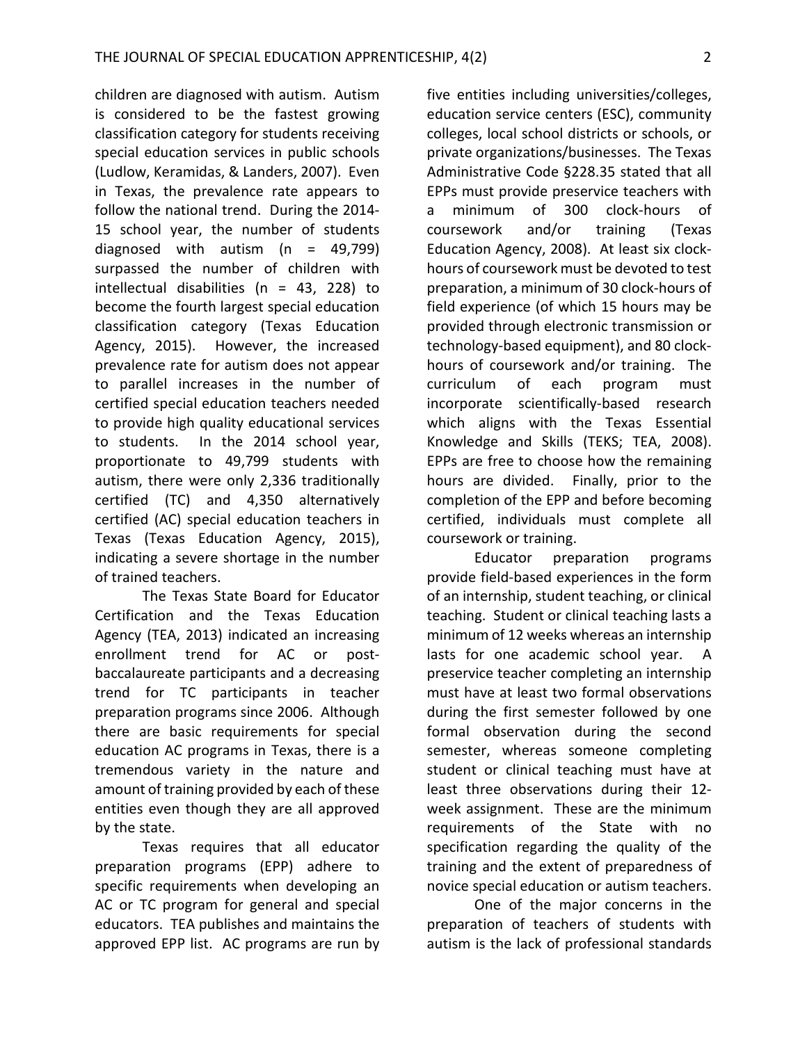children are diagnosed with autism. Autism is considered to be the fastest growing classification category for students receiving special education services in public schools (Ludlow, Keramidas, & Landers, 2007). Even in Texas, the prevalence rate appears to follow the national trend. During the 2014-15 school year, the number of students diagnosed with autism (n = 49,799) surpassed the number of children with intellectual disabilities (n = 43, 228) to become the fourth largest special education classification category (Texas Education Agency, 2015). However, the increased prevalence rate for autism does not appear to parallel increases in the number of certified special education teachers needed to provide high quality educational services to students. In the 2014 school year, proportionate to 49,799 students with autism, there were only 2,336 traditionally certified (TC) and 4,350 alternatively certified (AC) special education teachers in Texas (Texas Education Agency, 2015), indicating a severe shortage in the number of trained teachers.

The Texas State Board for Educator Certification and the Texas Education Agency (TEA, 2013) indicated an increasing enrollment trend for AC or post-baccalaureate participants and a decreasing trend for TC participants in teacher preparation programs since 2006. Although there are basic requirements for special education AC programs in Texas, there is a tremendous variety in the nature and amount of training provided by each of these entities even though they are all approved by the state.

Texas requires that all educator preparation programs (EPP) adhere to specific requirements when developing an AC or TC program for general and special educators. TEA publishes and maintains the approved EPP list. AC programs are run by five entities including universities/colleges, education service centers (ESC), community colleges, local school districts or schools, or private organizations/businesses. The Texas Administrative Code §228.35 stated that all EPPs must provide preservice teachers with a minimum of 300 clock-hours of coursework and/or training (Texas Education Agency, 2008). At least six clock-hours of coursework must be devoted to test preparation, a minimum of 30 clock-hours of field experience (of which 15 hours may be provided through electronic transmission or technology-based equipment), and 80 clock-hours of coursework and/or training. The curriculum of each program must incorporate scientifically-based research which aligns with the Texas Essential Knowledge and Skills (TEKS; TEA, 2008). EPPs are free to choose how the remaining hours are divided. Finally, prior to the completion of the EPP and before becoming certified, individuals must complete all coursework or training.

Educator preparation programs provide field-based experiences in the form of an internship, student teaching, or clinical teaching. Student or clinical teaching lasts a minimum of 12 weeks whereas an internship lasts for one academic school year. A preservice teacher completing an internship must have at least two formal observations during the first semester followed by one formal observation during the second semester, whereas someone completing student or clinical teaching must have at least three observations during their 12-week assignment. These are the minimum requirements of the State with no specification regarding the quality of the training and the extent of preparedness of novice special education or autism teachers.

One of the major concerns in the preparation of teachers of students with autism is the lack of professional standards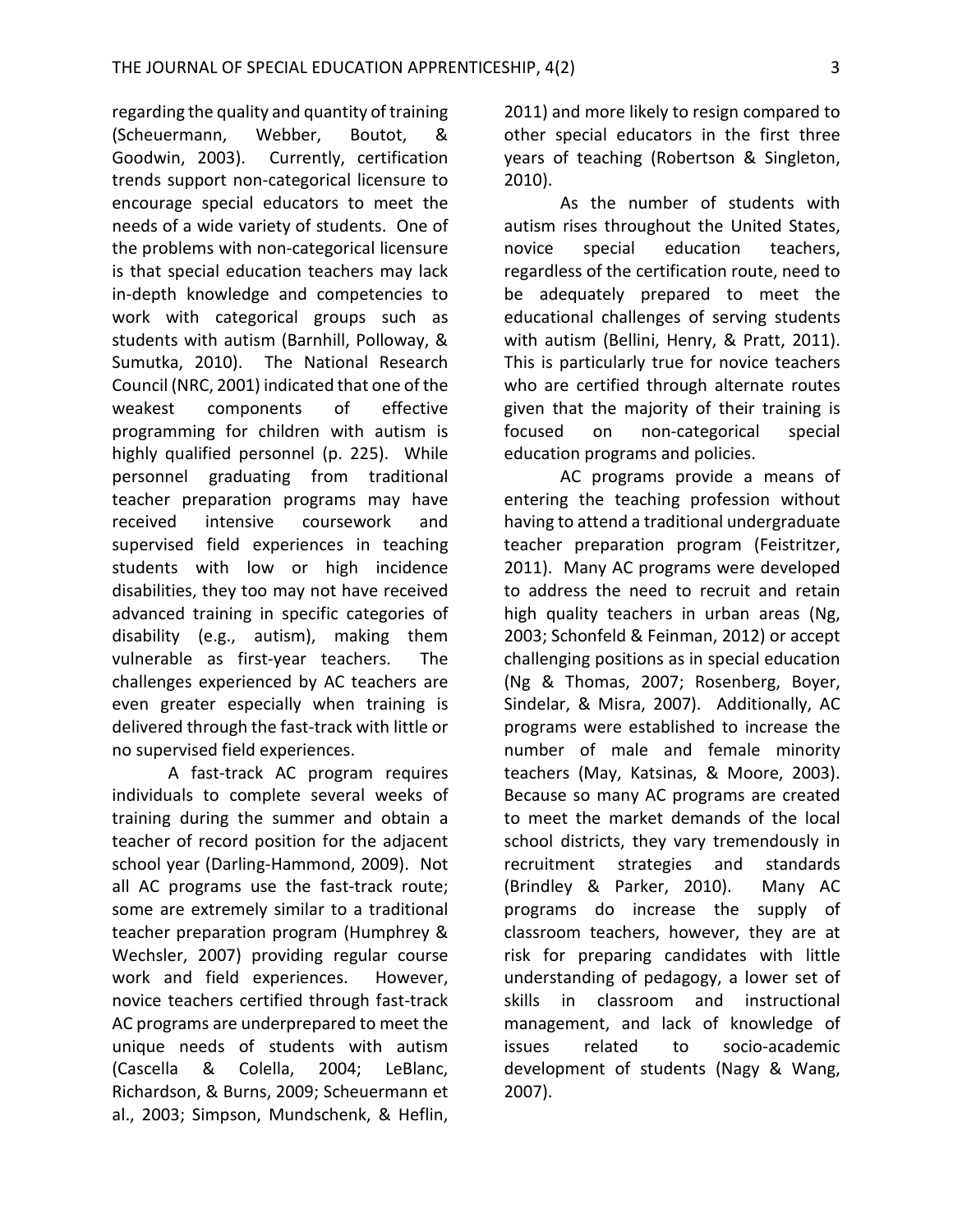regarding the quality and quantity of training (Scheuermann, Webber, Boutot, & Goodwin, 2003). Currently, certification trends support non-categorical licensure to encourage special educators to meet the needs of a wide variety of students. One of the problems with non-categorical licensure is that special education teachers may lack in-depth knowledge and competencies to work with categorical groups such as students with autism (Barnhill, Polloway, & Sumutka, 2010). The National Research Council (NRC, 2001) indicated that one of the weakest components of effective programming for children with autism is highly qualified personnel (p. 225). While personnel graduating from traditional teacher preparation programs may have received intensive coursework and supervised field experiences in teaching students with low or high incidence disabilities, they too may not have received advanced training in specific categories of disability (e.g., autism), making them vulnerable as first-year teachers. The challenges experienced by AC teachers are even greater especially when training is delivered through the fast-track with little or no supervised field experiences.

A fast-track AC program requires individuals to complete several weeks of training during the summer and obtain a teacher of record position for the adjacent school year (Darling-Hammond, 2009). Not all AC programs use the fast-track route; some are extremely similar to a traditional teacher preparation program (Humphrey & Wechsler, 2007) providing regular course work and field experiences. However, novice teachers certified through fast-track AC programs are underprepared to meet the unique needs of students with autism (Cascella & Colella, 2004; LeBlanc, Richardson, & Burns, 2009; Scheuermann et al., 2003; Simpson, Mundschenk, & Heflin, 2011) and more likely to resign compared to other special educators in the first three years of teaching (Robertson & Singleton, 2010).

As the number of students with autism rises throughout the United States, novice special education teachers, regardless of the certification route, need to be adequately prepared to meet the educational challenges of serving students with autism (Bellini, Henry, & Pratt, 2011). This is particularly true for novice teachers who are certified through alternate routes given that the majority of their training is focused on non-categorical special education programs and policies.

AC programs provide a means of entering the teaching profession without having to attend a traditional undergraduate teacher preparation program (Feistritzer, 2011). Many AC programs were developed to address the need to recruit and retain high quality teachers in urban areas (Ng, 2003; Schonfeld & Feinman, 2012) or accept challenging positions as in special education (Ng & Thomas, 2007; Rosenberg, Boyer, Sindelar, & Misra, 2007). Additionally, AC programs were established to increase the number of male and female minority teachers (May, Katsinas, & Moore, 2003). Because so many AC programs are created to meet the market demands of the local school districts, they vary tremendously in recruitment strategies and standards (Brindley & Parker, 2010). Many AC programs do increase the supply of classroom teachers, however, they are at risk for preparing candidates with little understanding of pedagogy, a lower set of skills in classroom and instructional management, and lack of knowledge of issues related to socio-academic development of students (Nagy & Wang, 2007).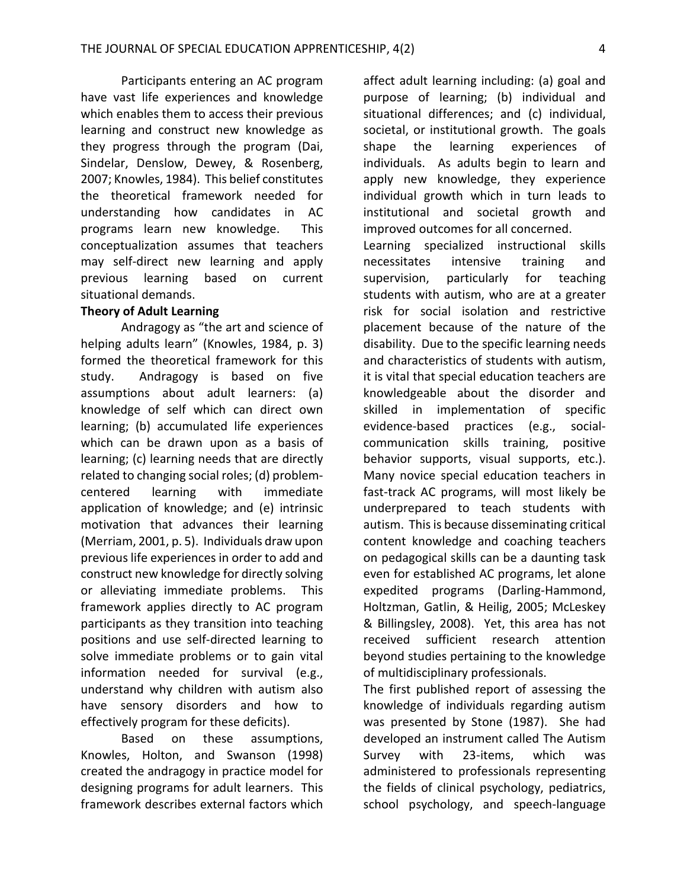Participants entering an AC program have vast life experiences and knowledge which enables them to access their previous learning and construct new knowledge as they progress through the program (Dai, Sindelar, Denslow, Dewey, & Rosenberg, 2007; Knowles, 1984). This belief constitutes the theoretical framework needed for understanding how candidates in AC programs learn new knowledge. This conceptualization assumes that teachers may self-direct new learning and apply previous learning based on current situational demands.

**Theory of Adult Learning**

Andragogy as "the art and science of helping adults learn" (Knowles, 1984, p. 3) formed the theoretical framework for this study. Andragogy is based on five assumptions about adult learners: (a) knowledge of self which can direct own learning; (b) accumulated life experiences which can be drawn upon as a basis of learning; (c) learning needs that are directly related to changing social roles; (d) problem-centered learning with immediate application of knowledge; and (e) intrinsic motivation that advances their learning (Merriam, 2001, p. 5). Individuals draw upon previous life experiences in order to add and construct new knowledge for directly solving or alleviating immediate problems. This framework applies directly to AC program participants as they transition into teaching positions and use self-directed learning to solve immediate problems or to gain vital information needed for survival (e.g., understand why children with autism also have sensory disorders and how to effectively program for these deficits).

Based on these assumptions, Knowles, Holton, and Swanson (1998) created the andragogy in practice model for designing programs for adult learners. This framework describes external factors which affect adult learning including: (a) goal and purpose of learning; (b) individual and situational differences; and (c) individual, societal, or institutional growth. The goals shape the learning experiences of individuals. As adults begin to learn and apply new knowledge, they experience individual growth which in turn leads to institutional and societal growth and improved outcomes for all concerned.

Learning specialized instructional skills necessitates intensive training and supervision, particularly for teaching students with autism, who are at a greater risk for social isolation and restrictive placement because of the nature of the disability. Due to the specific learning needs and characteristics of students with autism, it is vital that special education teachers are knowledgeable about the disorder and skilled in implementation of specific evidence-based practices (e.g., social-communication skills training, positive behavior supports, visual supports, etc.). Many novice special education teachers in fast-track AC programs, will most likely be underprepared to teach students with autism. This is because disseminating critical content knowledge and coaching teachers on pedagogical skills can be a daunting task even for established AC programs, let alone expedited programs (Darling-Hammond, Holtzman, Gatlin, & Heilig, 2005; McLeskey & Billingsley, 2008). Yet, this area has not received sufficient research attention beyond studies pertaining to the knowledge of multidisciplinary professionals.

The first published report of assessing the knowledge of individuals regarding autism was presented by Stone (1987). She had developed an instrument called The Autism Survey with 23-items, which was administered to professionals representing the fields of clinical psychology, pediatrics, school psychology, and speech-language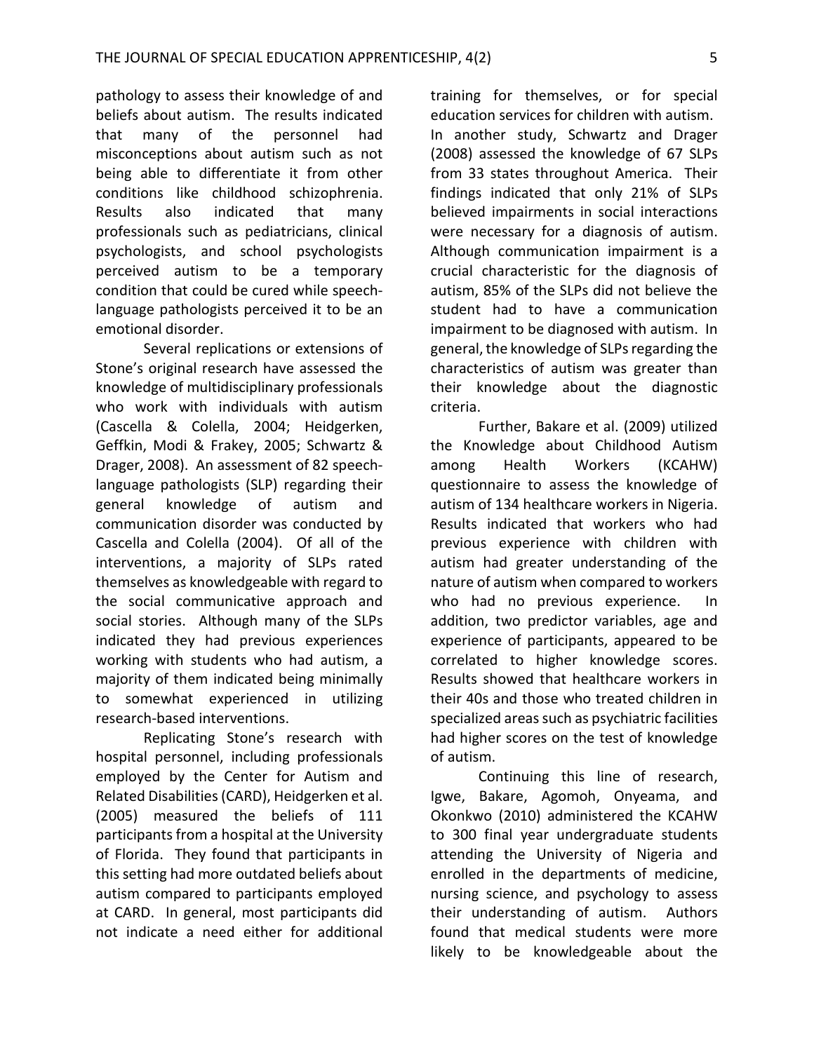pathology to assess their knowledge of and beliefs about autism. The results indicated that many of the personnel had misconceptions about autism such as not being able to differentiate it from other conditions like childhood schizophrenia. Results also indicated that many professionals such as pediatricians, clinical psychologists, and school psychologists perceived autism to be a temporary condition that could be cured while speech-language pathologists perceived it to be an emotional disorder.

Several replications or extensions of Stone's original research have assessed the knowledge of multidisciplinary professionals who work with individuals with autism (Cascella & Colella, 2004; Heidgerken, Geffkin, Modi & Frakey, 2005; Schwartz & Drager, 2008). An assessment of 82 speech-language pathologists (SLP) regarding their general knowledge of autism and communication disorder was conducted by Cascella and Colella (2004). Of all of the interventions, a majority of SLPs rated themselves as knowledgeable with regard to the social communicative approach and social stories. Although many of the SLPs indicated they had previous experiences working with students who had autism, a majority of them indicated being minimally to somewhat experienced in utilizing research-based interventions.

Replicating Stone's research with hospital personnel, including professionals employed by the Center for Autism and Related Disabilities (CARD), Heidgerken et al. (2005) measured the beliefs of 111 participants from a hospital at the University of Florida. They found that participants in this setting had more outdated beliefs about autism compared to participants employed at CARD. In general, most participants did not indicate a need either for additional training for themselves, or for special education services for children with autism. In another study, Schwartz and Drager (2008) assessed the knowledge of 67 SLPs from 33 states throughout America. Their findings indicated that only 21% of SLPs believed impairments in social interactions were necessary for a diagnosis of autism. Although communication impairment is a crucial characteristic for the diagnosis of autism, 85% of the SLPs did not believe the student had to have a communication impairment to be diagnosed with autism. In general, the knowledge of SLPs regarding the characteristics of autism was greater than their knowledge about the diagnostic criteria.

Further, Bakare et al. (2009) utilized the Knowledge about Childhood Autism among Health Workers (KCAHW) questionnaire to assess the knowledge of autism of 134 healthcare workers in Nigeria. Results indicated that workers who had previous experience with children with autism had greater understanding of the nature of autism when compared to workers who had no previous experience. In addition, two predictor variables, age and experience of participants, appeared to be correlated to higher knowledge scores. Results showed that healthcare workers in their 40s and those who treated children in specialized areas such as psychiatric facilities had higher scores on the test of knowledge of autism.

Continuing this line of research, Igwe, Bakare, Agomoh, Onyeama, and Okonkwo (2010) administered the KCAHW to 300 final year undergraduate students attending the University of Nigeria and enrolled in the departments of medicine, nursing science, and psychology to assess their understanding of autism. Authors found that medical students were more likely to be knowledgeable about the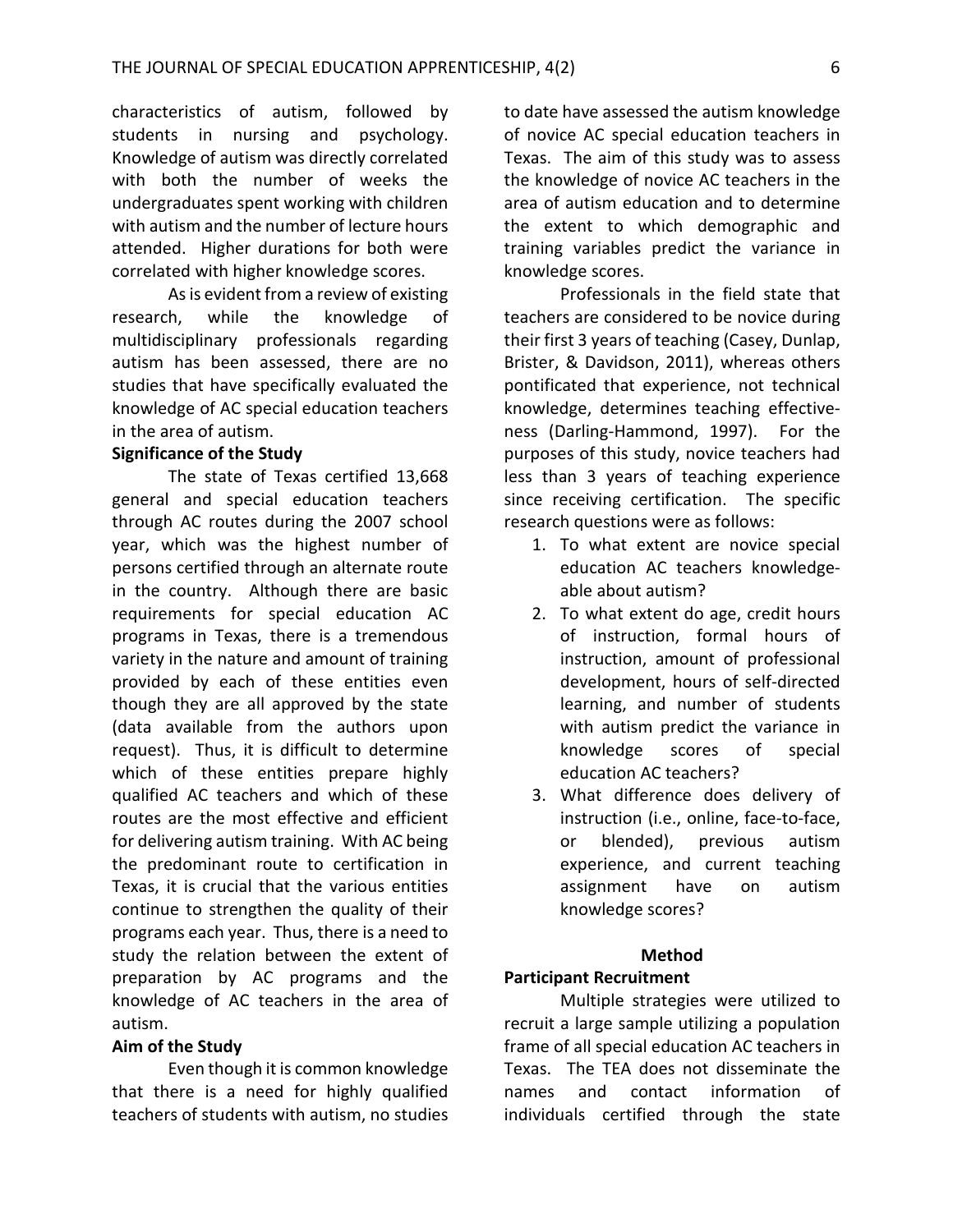characteristics of autism, followed by students in nursing and psychology. Knowledge of autism was directly correlated with both the number of weeks the undergraduates spent working with children with autism and the number of lecture hours attended. Higher durations for both were correlated with higher knowledge scores.

As is evident from a review of existing research, while the knowledge of multidisciplinary professionals regarding autism has been assessed, there are no studies that have specifically evaluated the knowledge of AC special education teachers in the area of autism.

**Significance of the Study**

The state of Texas certified 13,668 general and special education teachers through AC routes during the 2007 school year, which was the highest number of persons certified through an alternate route in the country. Although there are basic requirements for special education AC programs in Texas, there is a tremendous variety in the nature and amount of training provided by each of these entities even though they are all approved by the state (data available from the authors upon request). Thus, it is difficult to determine which of these entities prepare highly qualified AC teachers and which of these routes are the most effective and efficient for delivering autism training. With AC being the predominant route to certification in Texas, it is crucial that the various entities continue to strengthen the quality of their programs each year. Thus, there is a need to study the relation between the extent of preparation by AC programs and the knowledge of AC teachers in the area of autism.

**Aim of the Study**

Even though it is common knowledge that there is a need for highly qualified teachers of students with autism, no studies to date have assessed the autism knowledge of novice AC special education teachers in Texas. The aim of this study was to assess the knowledge of novice AC teachers in the area of autism education and to determine the extent to which demographic and training variables predict the variance in knowledge scores.

Professionals in the field state that teachers are considered to be novice during their first 3 years of teaching (Casey, Dunlap, Brister, & Davidson, 2011), whereas others pontificated that experience, not technical knowledge, determines teaching effectiveness (Darling-Hammond, 1997). For the purposes of this study, novice teachers had less than 3 years of teaching experience since receiving certification. The specific research questions were as follows:

1. To what extent are novice special education AC teachers knowledgeable about autism?
2. To what extent do age, credit hours of instruction, formal hours of instruction, amount of professional development, hours of self-directed learning, and number of students with autism predict the variance in knowledge scores of special education AC teachers?
3. What difference does delivery of instruction (i.e., online, face-to-face, or blended), previous autism experience, and current teaching assignment have on autism knowledge scores?

## Method

**Participant Recruitment**

Multiple strategies were utilized to recruit a large sample utilizing a population frame of all special education AC teachers in Texas. The TEA does not disseminate the names and contact information of individuals certified through the state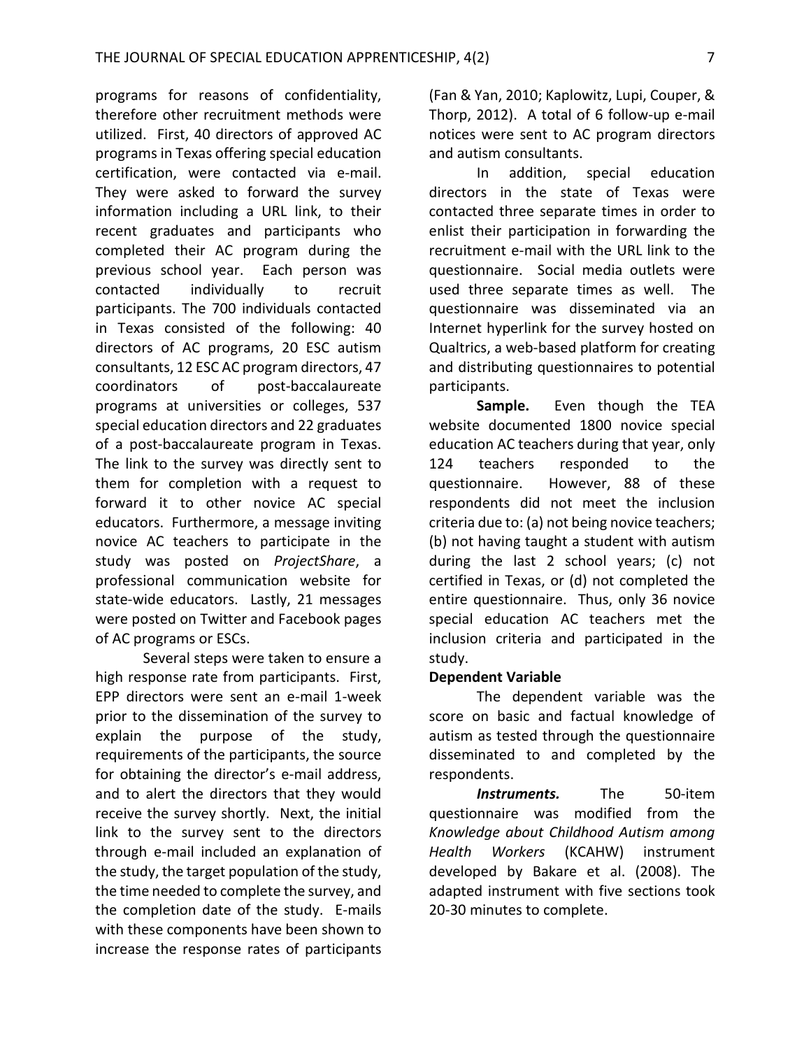programs for reasons of confidentiality, therefore other recruitment methods were utilized. First, 40 directors of approved AC programs in Texas offering special education certification, were contacted via e-mail. They were asked to forward the survey information including a URL link, to their recent graduates and participants who completed their AC program during the previous school year. Each person was contacted individually to recruit participants. The 700 individuals contacted in Texas consisted of the following: 40 directors of AC programs, 20 ESC autism consultants, 12 ESC AC program directors, 47 coordinators of post-baccalaureate programs at universities or colleges, 537 special education directors and 22 graduates of a post-baccalaureate program in Texas. The link to the survey was directly sent to them for completion with a request to forward it to other novice AC special educators. Furthermore, a message inviting novice AC teachers to participate in the study was posted on *ProjectShare*, a professional communication website for state-wide educators. Lastly, 21 messages were posted on Twitter and Facebook pages of AC programs or ESCs.

Several steps were taken to ensure a high response rate from participants. First, EPP directors were sent an e-mail 1-week prior to the dissemination of the survey to explain the purpose of the study, requirements of the participants, the source for obtaining the director's e-mail address, and to alert the directors that they would receive the survey shortly. Next, the initial link to the survey sent to the directors through e-mail included an explanation of the study, the target population of the study, the time needed to complete the survey, and the completion date of the study. E-mails with these components have been shown to increase the response rates of participants (Fan & Yan, 2010; Kaplowitz, Lupi, Couper, & Thorp, 2012). A total of 6 follow-up e-mail notices were sent to AC program directors and autism consultants.

In addition, special education directors in the state of Texas were contacted three separate times in order to enlist their participation in forwarding the recruitment e-mail with the URL link to the questionnaire. Social media outlets were used three separate times as well. The questionnaire was disseminated via an Internet hyperlink for the survey hosted on Qualtrics, a web-based platform for creating and distributing questionnaires to potential participants.

**Sample.** Even though the TEA website documented 1800 novice special education AC teachers during that year, only 124 teachers responded to the questionnaire. However, 88 of these respondents did not meet the inclusion criteria due to: (a) not being novice teachers; (b) not having taught a student with autism during the last 2 school years; (c) not certified in Texas, or (d) not completed the entire questionnaire. Thus, only 36 novice special education AC teachers met the inclusion criteria and participated in the study.

**Dependent Variable**

The dependent variable was the score on basic and factual knowledge of autism as tested through the questionnaire disseminated to and completed by the respondents.

***Instruments.*** The 50-item questionnaire was modified from the *Knowledge about Childhood Autism among Health Workers* (KCAHW) instrument developed by Bakare et al. (2008). The adapted instrument with five sections took 20-30 minutes to complete.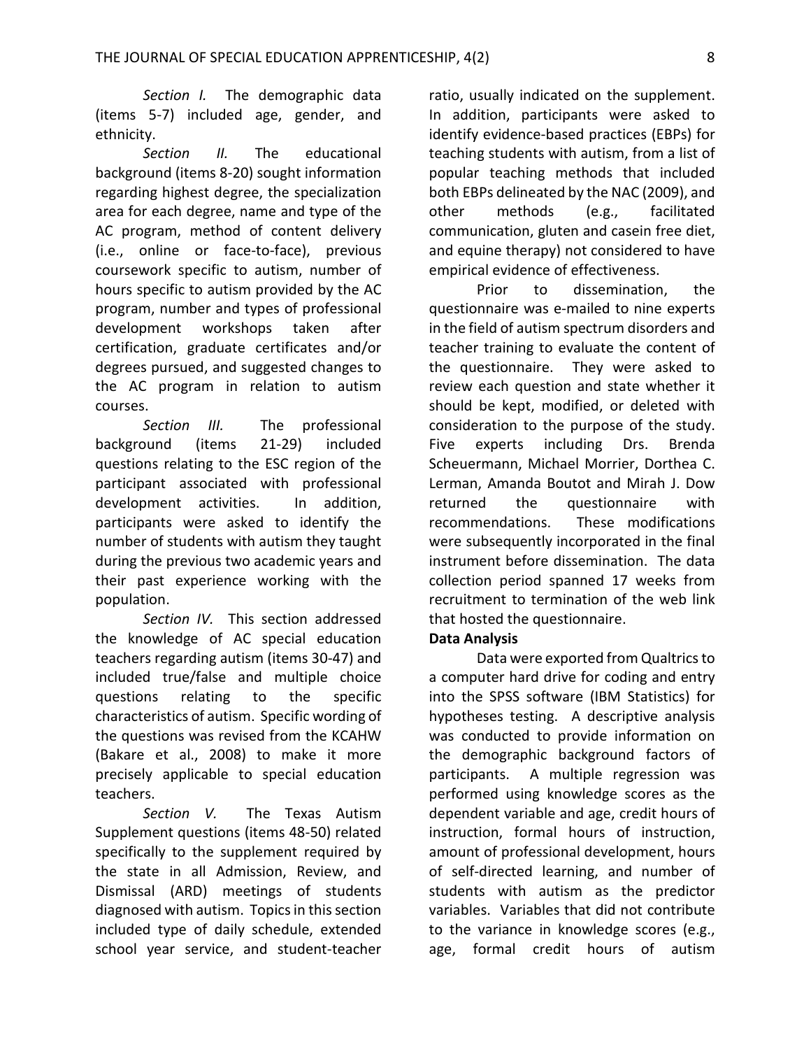*Section I.* The demographic data (items 5-7) included age, gender, and ethnicity.

*Section II.* The educational background (items 8-20) sought information regarding highest degree, the specialization area for each degree, name and type of the AC program, method of content delivery (i.e., online or face-to-face), previous coursework specific to autism, number of hours specific to autism provided by the AC program, number and types of professional development workshops taken after certification, graduate certificates and/or degrees pursued, and suggested changes to the AC program in relation to autism courses.

*Section III.* The professional background (items 21-29) included questions relating to the ESC region of the participant associated with professional development activities. In addition, participants were asked to identify the number of students with autism they taught during the previous two academic years and their past experience working with the population.

*Section IV.* This section addressed the knowledge of AC special education teachers regarding autism (items 30-47) and included true/false and multiple choice questions relating to the specific characteristics of autism. Specific wording of the questions was revised from the KCAHW (Bakare et al., 2008) to make it more precisely applicable to special education teachers.

*Section V.* The Texas Autism Supplement questions (items 48-50) related specifically to the supplement required by the state in all Admission, Review, and Dismissal (ARD) meetings of students diagnosed with autism. Topics in this section included type of daily schedule, extended school year service, and student-teacher ratio, usually indicated on the supplement. In addition, participants were asked to identify evidence-based practices (EBPs) for teaching students with autism, from a list of popular teaching methods that included both EBPs delineated by the NAC (2009), and other methods (e.g., facilitated communication, gluten and casein free diet, and equine therapy) not considered to have empirical evidence of effectiveness.

Prior to dissemination, the questionnaire was e-mailed to nine experts in the field of autism spectrum disorders and teacher training to evaluate the content of the questionnaire. They were asked to review each question and state whether it should be kept, modified, or deleted with consideration to the purpose of the study. Five experts including Drs. Brenda Scheuermann, Michael Morrier, Dorthea C. Lerman, Amanda Boutot and Mirah J. Dow returned the questionnaire with recommendations. These modifications were subsequently incorporated in the final instrument before dissemination. The data collection period spanned 17 weeks from recruitment to termination of the web link that hosted the questionnaire.

**Data Analysis**

Data were exported from Qualtrics to a computer hard drive for coding and entry into the SPSS software (IBM Statistics) for hypotheses testing. A descriptive analysis was conducted to provide information on the demographic background factors of participants. A multiple regression was performed using knowledge scores as the dependent variable and age, credit hours of instruction, formal hours of instruction, amount of professional development, hours of self-directed learning, and number of students with autism as the predictor variables. Variables that did not contribute to the variance in knowledge scores (e.g., age, formal credit hours of autism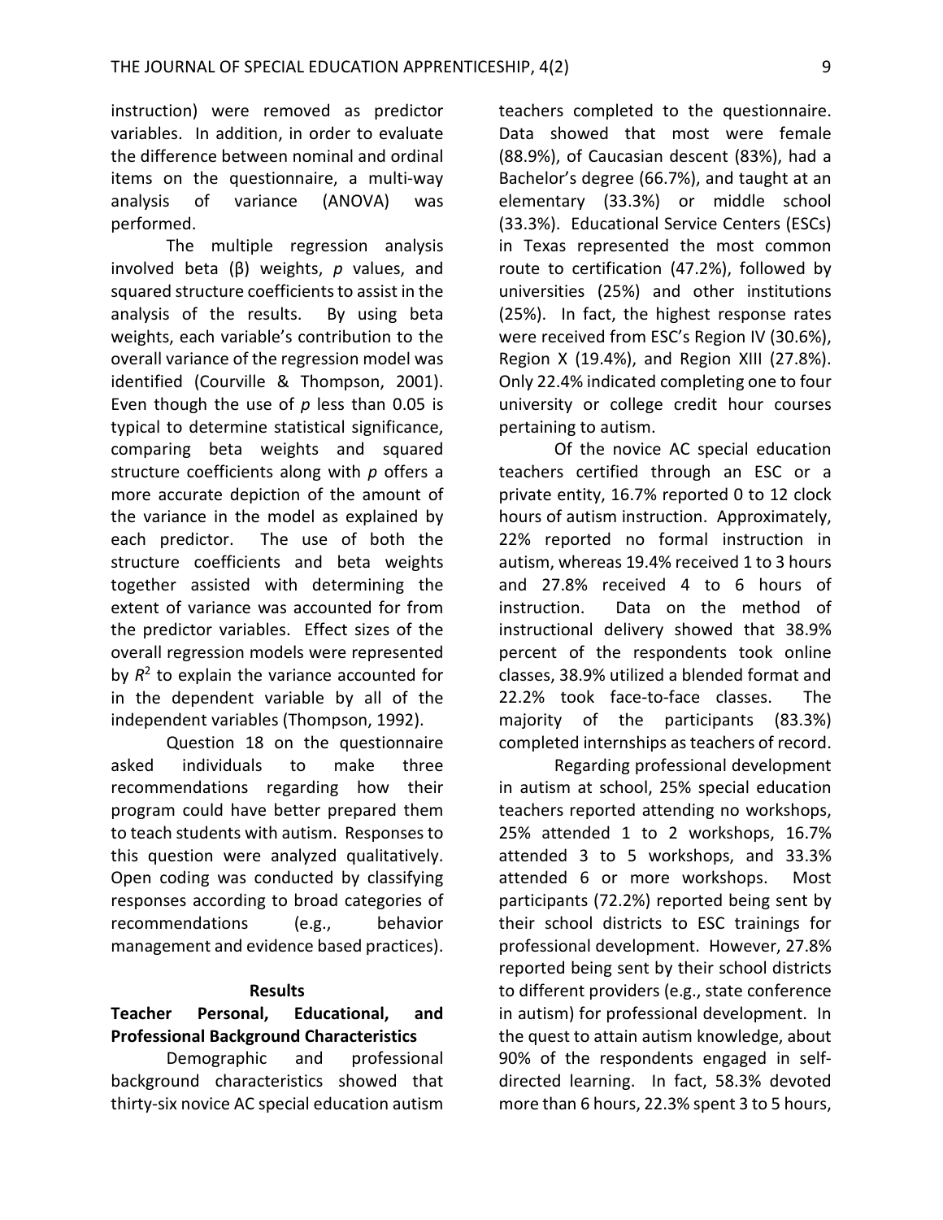instruction) were removed as predictor variables. In addition, in order to evaluate the difference between nominal and ordinal items on the questionnaire, a multi-way analysis of variance (ANOVA) was performed.

The multiple regression analysis involved beta (β) weights, *p* values, and squared structure coefficients to assist in the analysis of the results. By using beta weights, each variable's contribution to the overall variance of the regression model was identified (Courville & Thompson, 2001). Even though the use of *p* less than 0.05 is typical to determine statistical significance, comparing beta weights and squared structure coefficients along with *p* offers a more accurate depiction of the amount of the variance in the model as explained by each predictor. The use of both the structure coefficients and beta weights together assisted with determining the extent of variance was accounted for from the predictor variables. Effect sizes of the overall regression models were represented by $R^2$ to explain the variance accounted for in the dependent variable by all of the independent variables (Thompson, 1992).

Question 18 on the questionnaire asked individuals to make three recommendations regarding how their program could have better prepared them to teach students with autism. Responses to this question were analyzed qualitatively. Open coding was conducted by classifying responses according to broad categories of recommendations (e.g., behavior management and evidence based practices).

## Results

### Teacher Personal, Educational, and Professional Background Characteristics

Demographic and professional background characteristics showed that thirty-six novice AC special education autism teachers completed to the questionnaire. Data showed that most were female (88.9%), of Caucasian descent (83%), had a Bachelor's degree (66.7%), and taught at an elementary (33.3%) or middle school (33.3%). Educational Service Centers (ESCs) in Texas represented the most common route to certification (47.2%), followed by universities (25%) and other institutions (25%). In fact, the highest response rates were received from ESC's Region IV (30.6%), Region X (19.4%), and Region XIII (27.8%). Only 22.4% indicated completing one to four university or college credit hour courses pertaining to autism.

Of the novice AC special education teachers certified through an ESC or a private entity, 16.7% reported 0 to 12 clock hours of autism instruction. Approximately, 22% reported no formal instruction in autism, whereas 19.4% received 1 to 3 hours and 27.8% received 4 to 6 hours of instruction. Data on the method of instructional delivery showed that 38.9% percent of the respondents took online classes, 38.9% utilized a blended format and 22.2% took face-to-face classes. The majority of the participants (83.3%) completed internships as teachers of record.

Regarding professional development in autism at school, 25% special education teachers reported attending no workshops, 25% attended 1 to 2 workshops, 16.7% attended 3 to 5 workshops, and 33.3% attended 6 or more workshops. Most participants (72.2%) reported being sent by their school districts to ESC trainings for professional development. However, 27.8% reported being sent by their school districts to different providers (e.g., state conference in autism) for professional development. In the quest to attain autism knowledge, about 90% of the respondents engaged in self-directed learning. In fact, 58.3% devoted more than 6 hours, 22.3% spent 3 to 5 hours,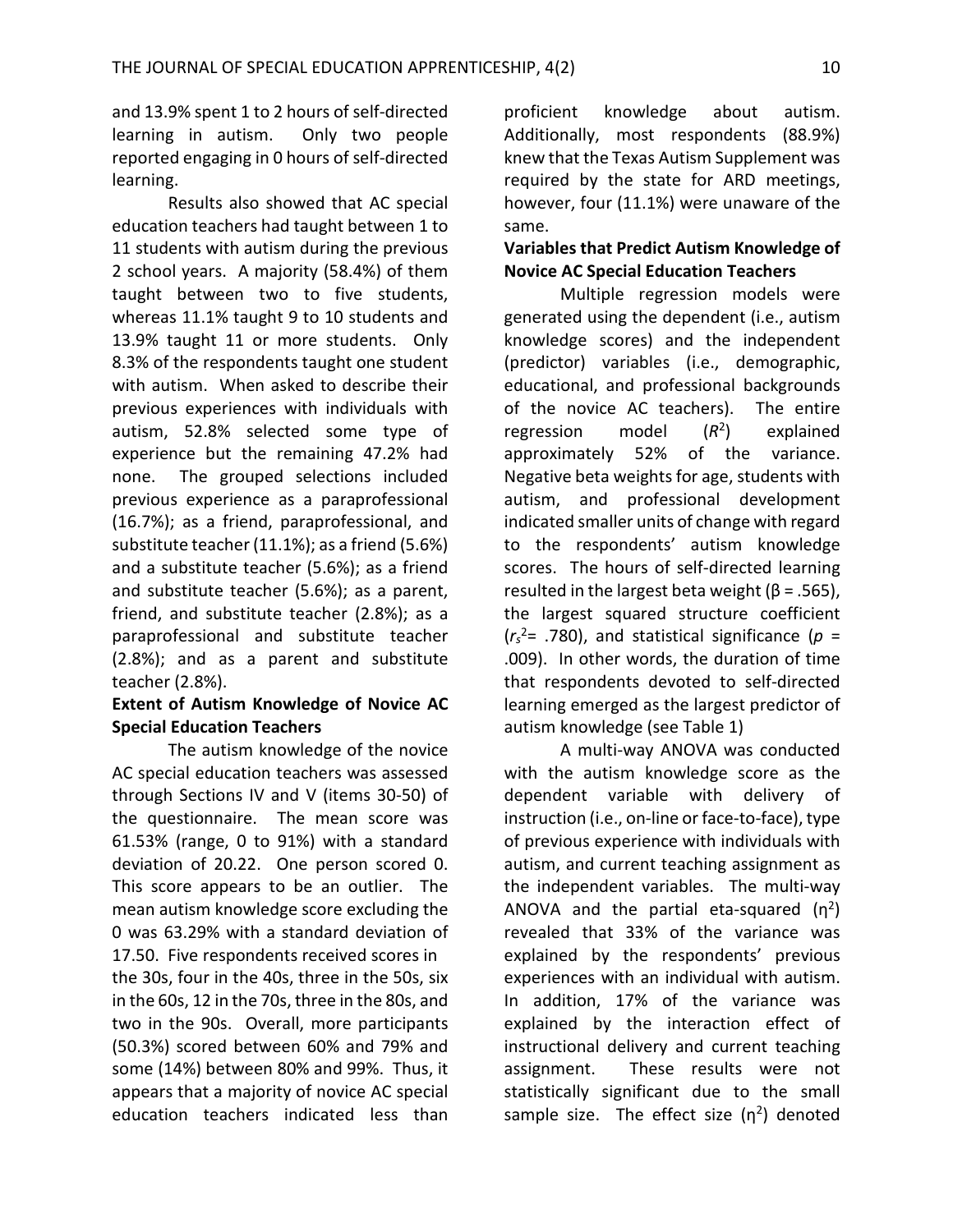and 13.9% spent 1 to 2 hours of self-directed learning in autism. Only two people reported engaging in 0 hours of self-directed learning.

Results also showed that AC special education teachers had taught between 1 to 11 students with autism during the previous 2 school years. A majority (58.4%) of them taught between two to five students, whereas 11.1% taught 9 to 10 students and 13.9% taught 11 or more students. Only 8.3% of the respondents taught one student with autism. When asked to describe their previous experiences with individuals with autism, 52.8% selected some type of experience but the remaining 47.2% had none. The grouped selections included previous experience as a paraprofessional (16.7%); as a friend, paraprofessional, and substitute teacher (11.1%); as a friend (5.6%) and a substitute teacher (5.6%); as a friend and substitute teacher (5.6%); as a parent, friend, and substitute teacher (2.8%); as a paraprofessional and substitute teacher (2.8%); and as a parent and substitute teacher (2.8%).

### Extent of Autism Knowledge of Novice AC Special Education Teachers

The autism knowledge of the novice AC special education teachers was assessed through Sections IV and V (items 30-50) of the questionnaire. The mean score was 61.53% (range, 0 to 91%) with a standard deviation of 20.22. One person scored 0. This score appears to be an outlier. The mean autism knowledge score excluding the 0 was 63.29% with a standard deviation of 17.50. Five respondents received scores in the 30s, four in the 40s, three in the 50s, six in the 60s, 12 in the 70s, three in the 80s, and two in the 90s. Overall, more participants (50.3%) scored between 60% and 79% and some (14%) between 80% and 99%. Thus, it appears that a majority of novice AC special education teachers indicated less than proficient knowledge about autism. Additionally, most respondents (88.9%) knew that the Texas Autism Supplement was required by the state for ARD meetings, however, four (11.1%) were unaware of the same.

### Variables that Predict Autism Knowledge of Novice AC Special Education Teachers

Multiple regression models were generated using the dependent (i.e., autism knowledge scores) and the independent (predictor) variables (i.e., demographic, educational, and professional backgrounds of the novice AC teachers). The entire regression model ($R^2$) explained approximately 52% of the variance. Negative beta weights for age, students with autism, and professional development indicated smaller units of change with regard to the respondents' autism knowledge scores. The hours of self-directed learning resulted in the largest beta weight ($\beta = .565$), the largest squared structure coefficient ($r_s^2 = .780$), and statistical significance ($p = .009$). In other words, the duration of time that respondents devoted to self-directed learning emerged as the largest predictor of autism knowledge (see Table 1)

A multi-way ANOVA was conducted with the autism knowledge score as the dependent variable with delivery of instruction (i.e., on-line or face-to-face), type of previous experience with individuals with autism, and current teaching assignment as the independent variables. The multi-way ANOVA and the partial eta-squared ($\eta^2$) revealed that 33% of the variance was explained by the respondents' previous experiences with an individual with autism. In addition, 17% of the variance was explained by the interaction effect of instructional delivery and current teaching assignment. These results were not statistically significant due to the small sample size. The effect size ($\eta^2$) denoted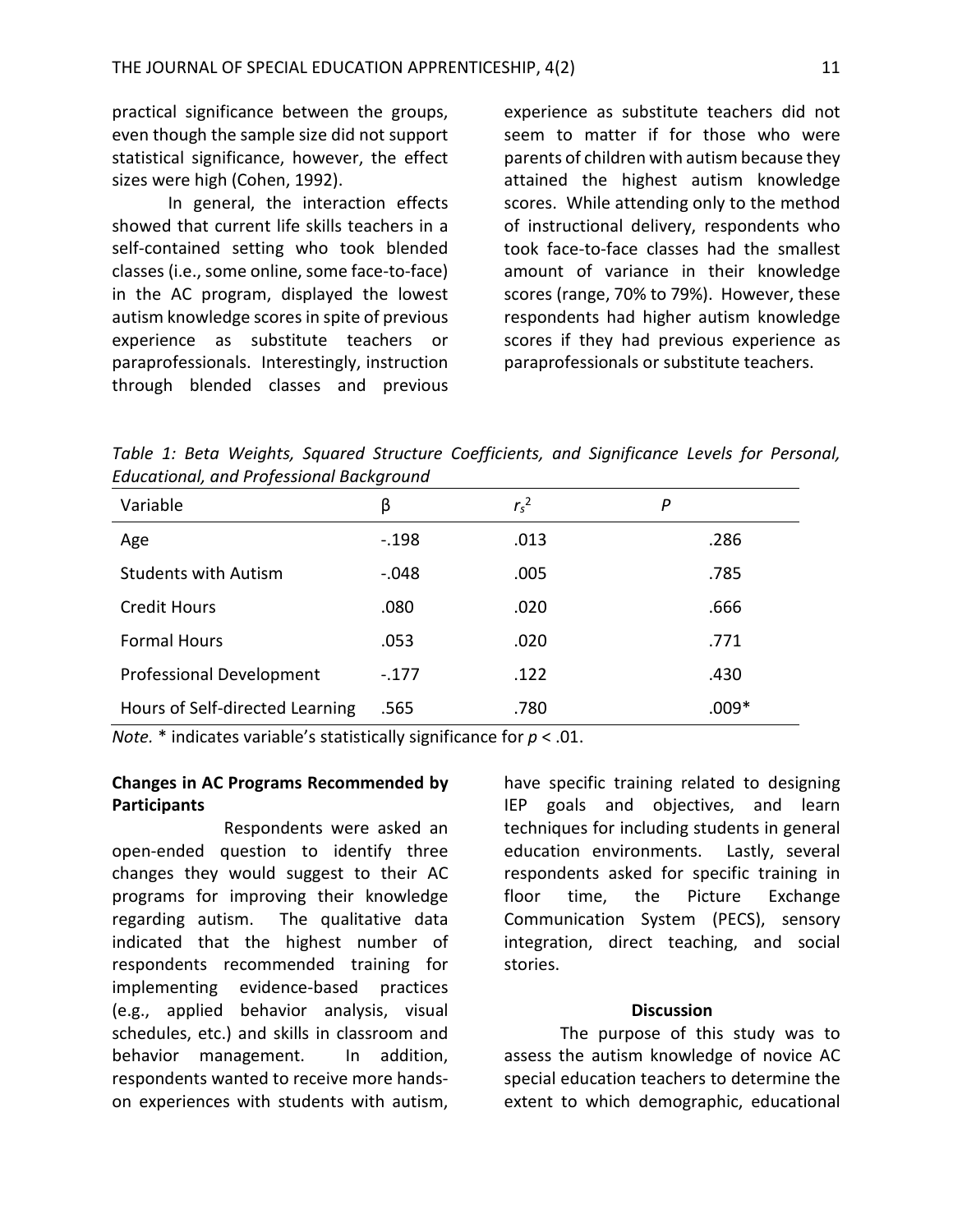practical significance between the groups, even though the sample size did not support statistical significance, however, the effect sizes were high (Cohen, 1992).

In general, the interaction effects showed that current life skills teachers in a self-contained setting who took blended classes (i.e., some online, some face-to-face) in the AC program, displayed the lowest autism knowledge scores in spite of previous experience as substitute teachers or paraprofessionals. Interestingly, instruction through blended classes and previous experience as substitute teachers did not seem to matter if for those who were parents of children with autism because they attained the highest autism knowledge scores. While attending only to the method of instructional delivery, respondents who took face-to-face classes had the smallest amount of variance in their knowledge scores (range, 70% to 79%). However, these respondents had higher autism knowledge scores if they had previous experience as paraprofessionals or substitute teachers.

*Table 1: Beta Weights, Squared Structure Coefficients, and Significance Levels for Personal, Educational, and Professional Background*

| Variable | β | $r_s^2$ | *P* |
|---|---|---|---|
| Age | -.198 | .013 | .286 |
| Students with Autism | -.048 | .005 | .785 |
| Credit Hours | .080 | .020 | .666 |
| Formal Hours | .053 | .020 | .771 |
| Professional Development | -.177 | .122 | .430 |
| Hours of Self-directed Learning | .565 | .780 | .009* |

*Note.* * indicates variable's statistically significance for $p < .01$.

**Changes in AC Programs Recommended by Participants**

Respondents were asked an open-ended question to identify three changes they would suggest to their AC programs for improving their knowledge regarding autism. The qualitative data indicated that the highest number of respondents recommended training for implementing evidence-based practices (e.g., applied behavior analysis, visual schedules, etc.) and skills in classroom and behavior management. In addition, respondents wanted to receive more hands-on experiences with students with autism, have specific training related to designing IEP goals and objectives, and learn techniques for including students in general education environments. Lastly, several respondents asked for specific training in floor time, the Picture Exchange Communication System (PECS), sensory integration, direct teaching, and social stories.

## Discussion

The purpose of this study was to assess the autism knowledge of novice AC special education teachers to determine the extent to which demographic, educational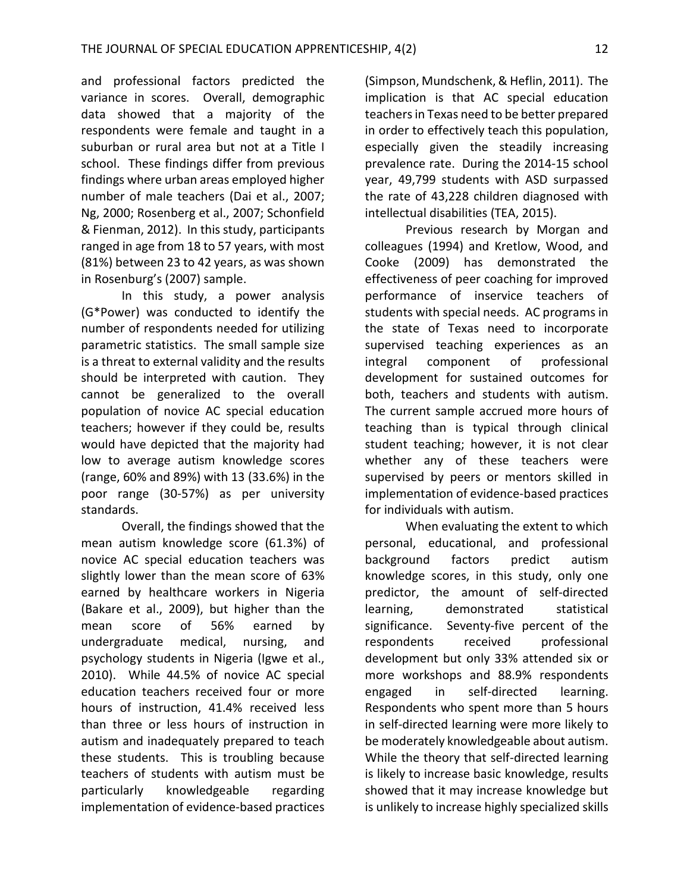and professional factors predicted the variance in scores. Overall, demographic data showed that a majority of the respondents were female and taught in a suburban or rural area but not at a Title I school. These findings differ from previous findings where urban areas employed higher number of male teachers (Dai et al., 2007; Ng, 2000; Rosenberg et al., 2007; Schonfield & Fienman, 2012). In this study, participants ranged in age from 18 to 57 years, with most (81%) between 23 to 42 years, as was shown in Rosenburg's (2007) sample.

In this study, a power analysis (G*Power) was conducted to identify the number of respondents needed for utilizing parametric statistics. The small sample size is a threat to external validity and the results should be interpreted with caution. They cannot be generalized to the overall population of novice AC special education teachers; however if they could be, results would have depicted that the majority had low to average autism knowledge scores (range, 60% and 89%) with 13 (33.6%) in the poor range (30-57%) as per university standards.

Overall, the findings showed that the mean autism knowledge score (61.3%) of novice AC special education teachers was slightly lower than the mean score of 63% earned by healthcare workers in Nigeria (Bakare et al., 2009), but higher than the mean score of 56% earned by undergraduate medical, nursing, and psychology students in Nigeria (Igwe et al., 2010). While 44.5% of novice AC special education teachers received four or more hours of instruction, 41.4% received less than three or less hours of instruction in autism and inadequately prepared to teach these students. This is troubling because teachers of students with autism must be particularly knowledgeable regarding implementation of evidence-based practices (Simpson, Mundschenk, & Heflin, 2011). The implication is that AC special education teachers in Texas need to be better prepared in order to effectively teach this population, especially given the steadily increasing prevalence rate. During the 2014-15 school year, 49,799 students with ASD surpassed the rate of 43,228 children diagnosed with intellectual disabilities (TEA, 2015).

Previous research by Morgan and colleagues (1994) and Kretlow, Wood, and Cooke (2009) has demonstrated the effectiveness of peer coaching for improved performance of inservice teachers of students with special needs. AC programs in the state of Texas need to incorporate supervised teaching experiences as an integral component of professional development for sustained outcomes for both, teachers and students with autism. The current sample accrued more hours of teaching than is typical through clinical student teaching; however, it is not clear whether any of these teachers were supervised by peers or mentors skilled in implementation of evidence-based practices for individuals with autism.

When evaluating the extent to which personal, educational, and professional background factors predict autism knowledge scores, in this study, only one predictor, the amount of self-directed learning, demonstrated statistical significance. Seventy-five percent of the respondents received professional development but only 33% attended six or more workshops and 88.9% respondents engaged in self-directed learning. Respondents who spent more than 5 hours in self-directed learning were more likely to be moderately knowledgeable about autism. While the theory that self-directed learning is likely to increase basic knowledge, results showed that it may increase knowledge but is unlikely to increase highly specialized skills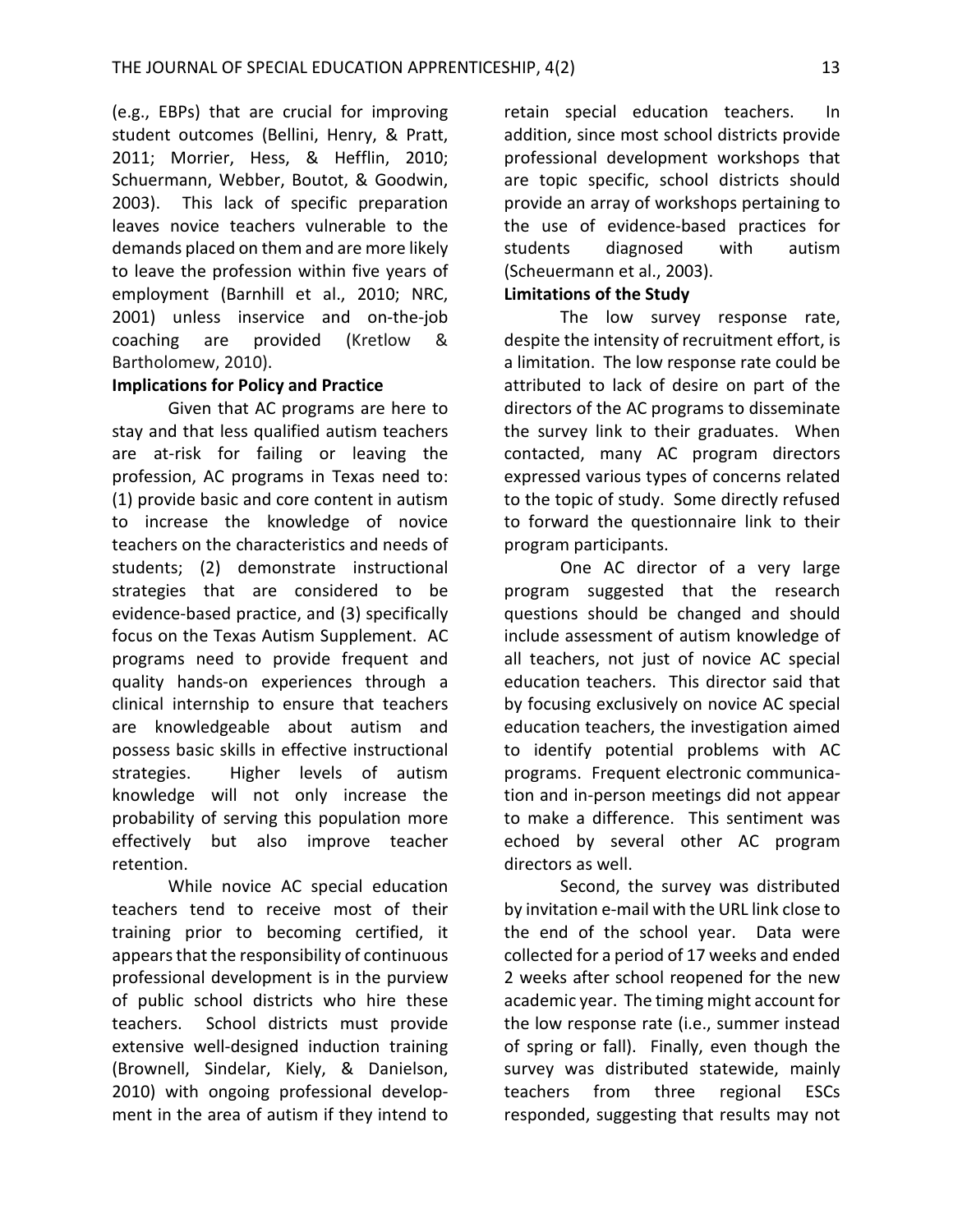(e.g., EBPs) that are crucial for improving student outcomes (Bellini, Henry, & Pratt, 2011; Morrier, Hess, & Hefflin, 2010; Schuermann, Webber, Boutot, & Goodwin, 2003). This lack of specific preparation leaves novice teachers vulnerable to the demands placed on them and are more likely to leave the profession within five years of employment (Barnhill et al., 2010; NRC, 2001) unless inservice and on-the-job coaching are provided (Kretlow & Bartholomew, 2010).

**Implications for Policy and Practice**

Given that AC programs are here to stay and that less qualified autism teachers are at-risk for failing or leaving the profession, AC programs in Texas need to: (1) provide basic and core content in autism to increase the knowledge of novice teachers on the characteristics and needs of students; (2) demonstrate instructional strategies that are considered to be evidence-based practice, and (3) specifically focus on the Texas Autism Supplement. AC programs need to provide frequent and quality hands-on experiences through a clinical internship to ensure that teachers are knowledgeable about autism and possess basic skills in effective instructional strategies. Higher levels of autism knowledge will not only increase the probability of serving this population more effectively but also improve teacher retention.

While novice AC special education teachers tend to receive most of their training prior to becoming certified, it appears that the responsibility of continuous professional development is in the purview of public school districts who hire these teachers. School districts must provide extensive well-designed induction training (Brownell, Sindelar, Kiely, & Danielson, 2010) with ongoing professional development in the area of autism if they intend to retain special education teachers. In addition, since most school districts provide professional development workshops that are topic specific, school districts should provide an array of workshops pertaining to the use of evidence-based practices for students diagnosed with autism (Scheuermann et al., 2003).

**Limitations of the Study**

The low survey response rate, despite the intensity of recruitment effort, is a limitation. The low response rate could be attributed to lack of desire on part of the directors of the AC programs to disseminate the survey link to their graduates. When contacted, many AC program directors expressed various types of concerns related to the topic of study. Some directly refused to forward the questionnaire link to their program participants.

One AC director of a very large program suggested that the research questions should be changed and should include assessment of autism knowledge of all teachers, not just of novice AC special education teachers. This director said that by focusing exclusively on novice AC special education teachers, the investigation aimed to identify potential problems with AC programs. Frequent electronic communication and in-person meetings did not appear to make a difference. This sentiment was echoed by several other AC program directors as well.

Second, the survey was distributed by invitation e-mail with the URL link close to the end of the school year. Data were collected for a period of 17 weeks and ended 2 weeks after school reopened for the new academic year. The timing might account for the low response rate (i.e., summer instead of spring or fall). Finally, even though the survey was distributed statewide, mainly teachers from three regional ESCs responded, suggesting that results may not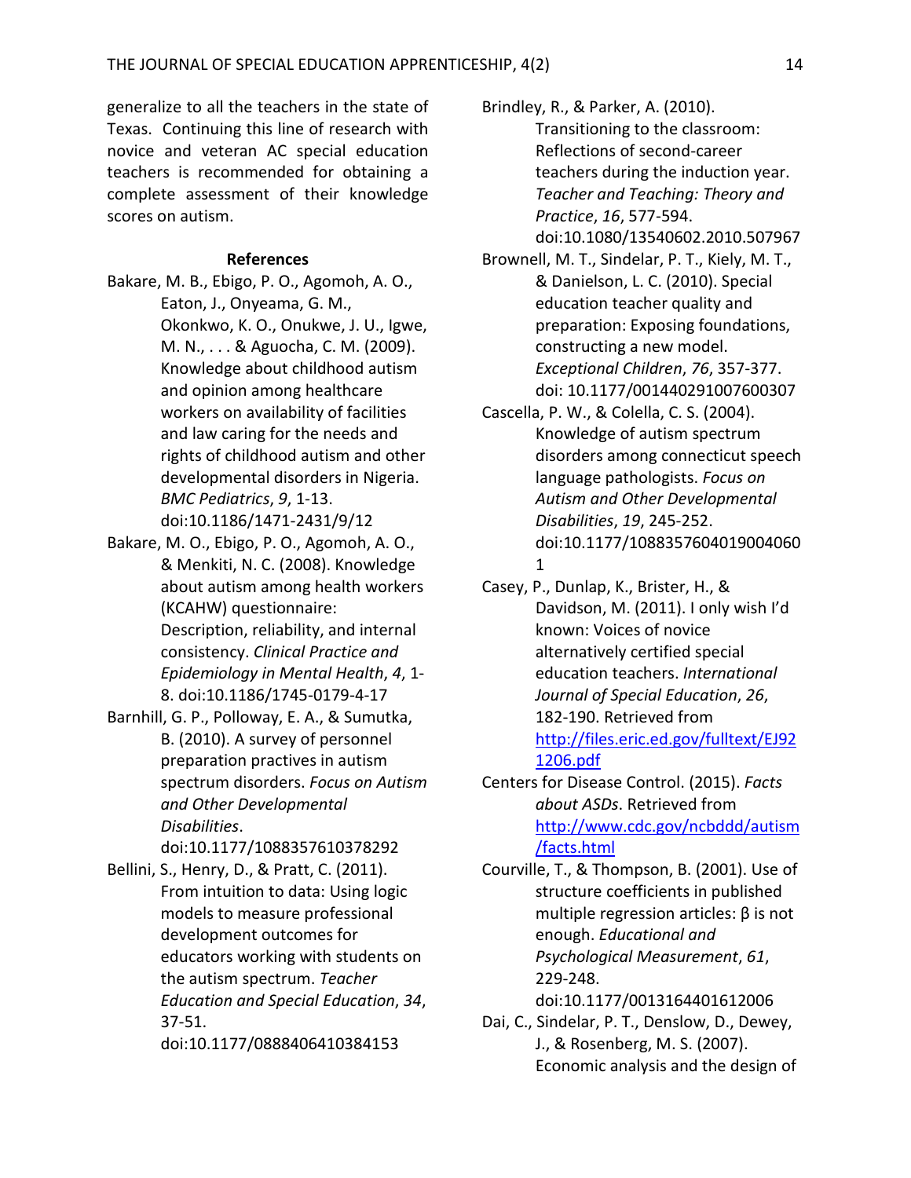generalize to all the teachers in the state of Texas. Continuing this line of research with novice and veteran AC special education teachers is recommended for obtaining a complete assessment of their knowledge scores on autism.

## References

Bakare, M. B., Ebigo, P. O., Agomoh, A. O., Eaton, J., Onyeama, G. M., Okonkwo, K. O., Onukwe, J. U., Igwe, M. N., . . . & Aguocha, C. M. (2009). Knowledge about childhood autism and opinion among healthcare workers on availability of facilities and law caring for the needs and rights of childhood autism and other developmental disorders in Nigeria. *BMC Pediatrics*, *9*, 1-13. doi:10.1186/1471-2431/9/12

Bakare, M. O., Ebigo, P. O., Agomoh, A. O., & Menkiti, N. C. (2008). Knowledge about autism among health workers (KCAHW) questionnaire: Description, reliability, and internal consistency. *Clinical Practice and Epidemiology in Mental Health*, *4*, 1-8. doi:10.1186/1745-0179-4-17

Barnhill, G. P., Polloway, E. A., & Sumutka, B. (2010). A survey of personnel preparation practives in autism spectrum disorders. *Focus on Autism and Other Developmental Disabilities*. doi:10.1177/1088357610378292

Bellini, S., Henry, D., & Pratt, C. (2011). From intuition to data: Using logic models to measure professional development outcomes for educators working with students on the autism spectrum. *Teacher Education and Special Education*, *34*, 37-51. doi:10.1177/0888406410384153

Brindley, R., & Parker, A. (2010). Transitioning to the classroom: Reflections of second-career teachers during the induction year. *Teacher and Teaching: Theory and Practice*, *16*, 577-594. doi:10.1080/13540602.2010.507967

Brownell, M. T., Sindelar, P. T., Kiely, M. T., & Danielson, L. C. (2010). Special education teacher quality and preparation: Exposing foundations, constructing a new model. *Exceptional Children*, *76*, 357-377. doi: 10.1177/001440291007600307

Cascella, P. W., & Colella, C. S. (2004). Knowledge of autism spectrum disorders among connecticut speech language pathologists. *Focus on Autism and Other Developmental Disabilities*, *19*, 245-252. doi:10.1177/10883576040190040601

Casey, P., Dunlap, K., Brister, H., & Davidson, M. (2011). I only wish I'd known: Voices of novice alternatively certified special education teachers. *International Journal of Special Education*, *26*, 182-190. Retrieved from http://files.eric.ed.gov/fulltext/EJ921206.pdf

Centers for Disease Control. (2015). *Facts about ASDs*. Retrieved from http://www.cdc.gov/ncbddd/autism/facts.html

Courville, T., & Thompson, B. (2001). Use of structure coefficients in published multiple regression articles: β is not enough. *Educational and Psychological Measurement*, *61*, 229-248. doi:10.1177/0013164401612006

Dai, C., Sindelar, P. T., Denslow, D., Dewey, J., & Rosenberg, M. S. (2007). Economic analysis and the design of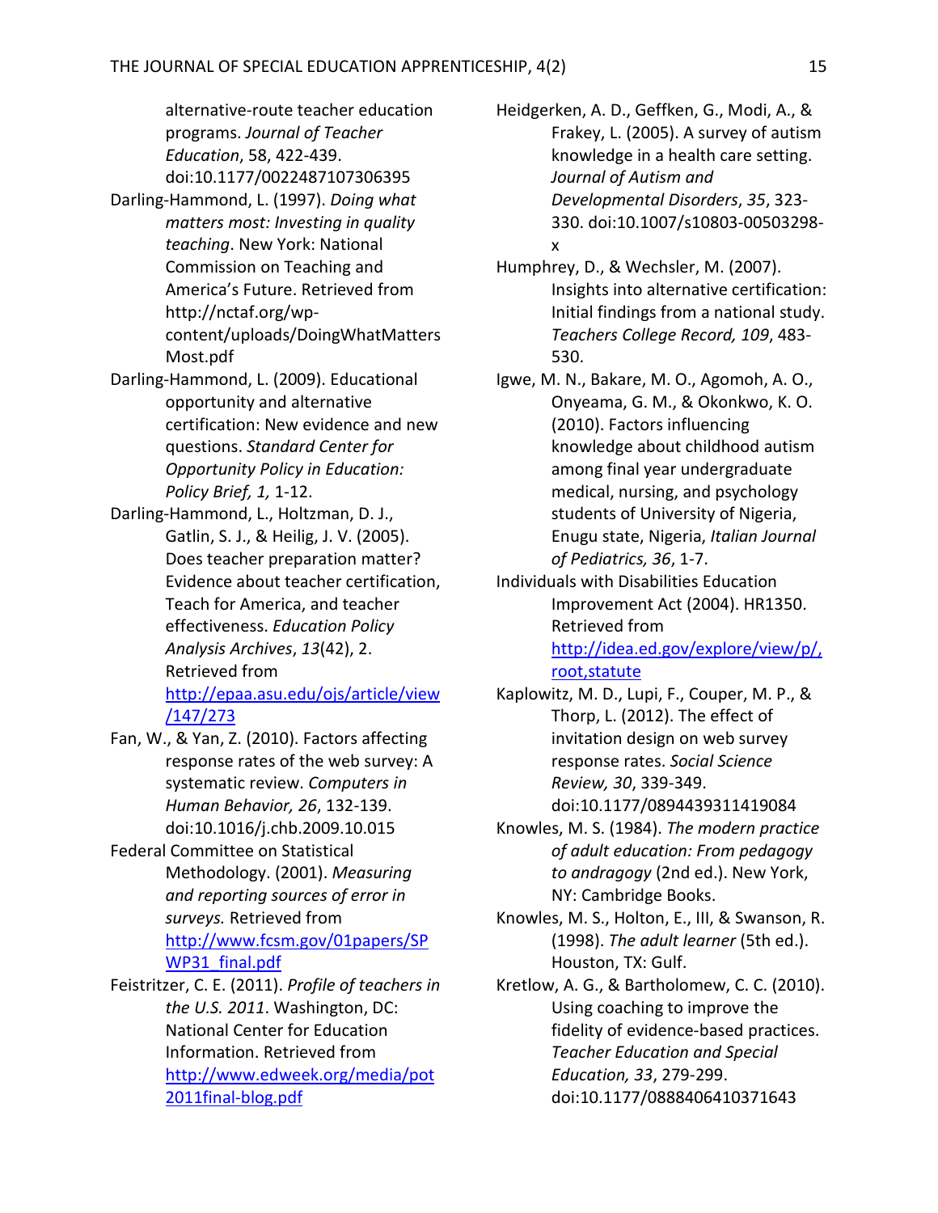alternative-route teacher education programs. *Journal of Teacher Education*, 58, 422-439. doi:10.1177/0022487107306395

Darling-Hammond, L. (1997). *Doing what matters most: Investing in quality teaching*. New York: National Commission on Teaching and America's Future. Retrieved from http://nctaf.org/wp-content/uploads/DoingWhatMattersMost.pdf

Darling-Hammond, L. (2009). Educational opportunity and alternative certification: New evidence and new questions. *Standard Center for Opportunity Policy in Education: Policy Brief, 1,* 1-12.

Darling-Hammond, L., Holtzman, D. J., Gatlin, S. J., & Heilig, J. V. (2005). Does teacher preparation matter? Evidence about teacher certification, Teach for America, and teacher effectiveness. *Education Policy Analysis Archives*, *13*(42), 2. Retrieved from http://epaa.asu.edu/ojs/article/view/147/273

Fan, W., & Yan, Z. (2010). Factors affecting response rates of the web survey: A systematic review. *Computers in Human Behavior, 26*, 132-139. doi:10.1016/j.chb.2009.10.015

Federal Committee on Statistical Methodology. (2001). *Measuring and reporting sources of error in surveys.* Retrieved from http://www.fcsm.gov/01papers/SPWP31_final.pdf

Feistritzer, C. E. (2011). *Profile of teachers in the U.S. 2011*. Washington, DC: National Center for Education Information. Retrieved from http://www.edweek.org/media/pot2011final-blog.pdf

Heidgerken, A. D., Geffken, G., Modi, A., & Frakey, L. (2005). A survey of autism knowledge in a health care setting. *Journal of Autism and Developmental Disorders*, *35*, 323-330. doi:10.1007/s10803-00503298-x

Humphrey, D., & Wechsler, M. (2007). Insights into alternative certification: Initial findings from a national study. *Teachers College Record, 109*, 483-530.

Igwe, M. N., Bakare, M. O., Agomoh, A. O., Onyeama, G. M., & Okonkwo, K. O. (2010). Factors influencing knowledge about childhood autism among final year undergraduate medical, nursing, and psychology students of University of Nigeria, Enugu state, Nigeria, *Italian Journal of Pediatrics, 36*, 1-7.

Individuals with Disabilities Education Improvement Act (2004). HR1350. Retrieved from http://idea.ed.gov/explore/view/p/,root,statute

Kaplowitz, M. D., Lupi, F., Couper, M. P., & Thorp, L. (2012). The effect of invitation design on web survey response rates. *Social Science Review, 30*, 339-349. doi:10.1177/0894439311419084

Knowles, M. S. (1984). *The modern practice of adult education: From pedagogy to andragogy* (2nd ed.). New York, NY: Cambridge Books.

Knowles, M. S., Holton, E., III, & Swanson, R. (1998). *The adult learner* (5th ed.). Houston, TX: Gulf.

Kretlow, A. G., & Bartholomew, C. C. (2010). Using coaching to improve the fidelity of evidence-based practices. *Teacher Education and Special Education, 33*, 279-299. doi:10.1177/0888406410371643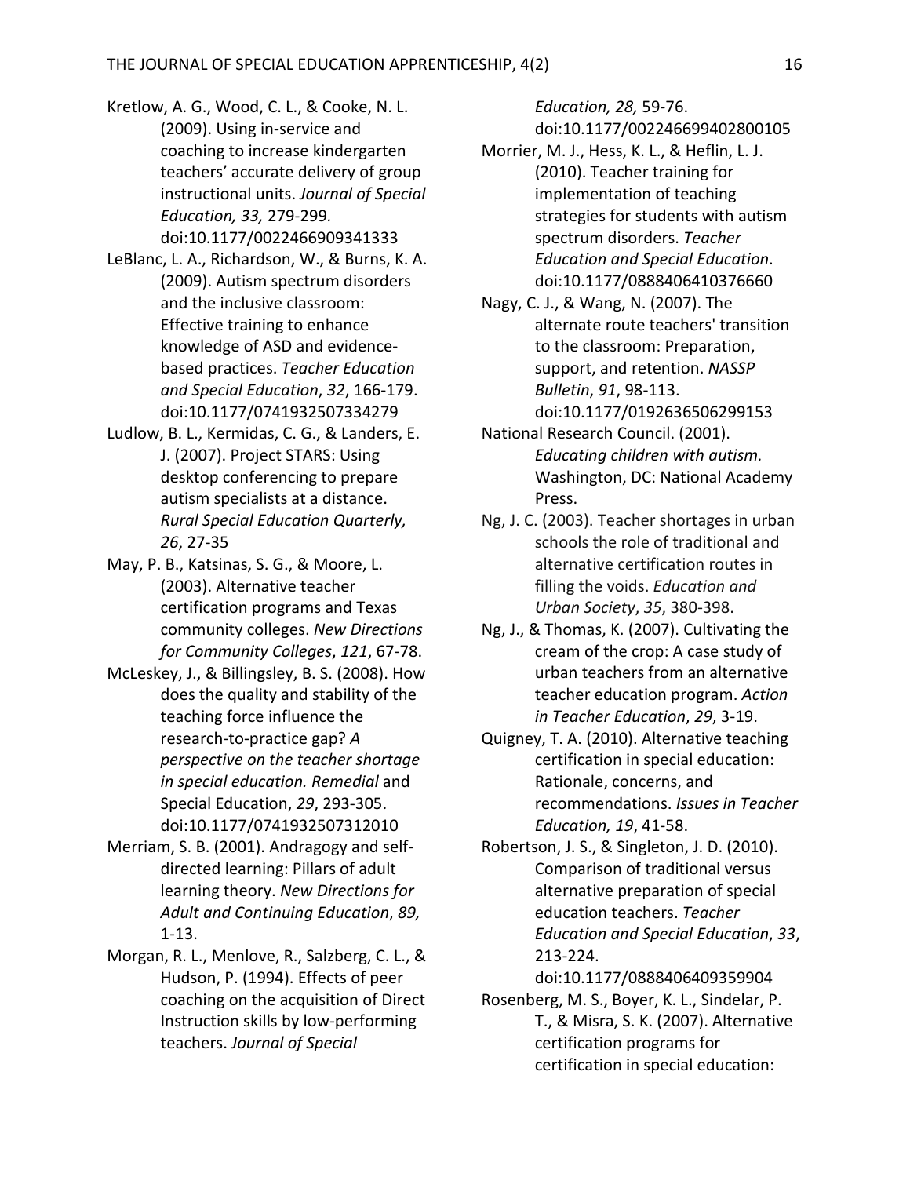Kretlow, A. G., Wood, C. L., & Cooke, N. L. (2009). Using in-service and coaching to increase kindergarten teachers' accurate delivery of group instructional units. *Journal of Special Education, 33,* 279-299. doi:10.1177/0022466909341333

LeBlanc, L. A., Richardson, W., & Burns, K. A. (2009). Autism spectrum disorders and the inclusive classroom: Effective training to enhance knowledge of ASD and evidence-based practices. *Teacher Education and Special Education*, *32*, 166-179. doi:10.1177/0741932507334279

Ludlow, B. L., Kermidas, C. G., & Landers, E. J. (2007). Project STARS: Using desktop conferencing to prepare autism specialists at a distance. *Rural Special Education Quarterly, 26*, 27-35

May, P. B., Katsinas, S. G., & Moore, L. (2003). Alternative teacher certification programs and Texas community colleges. *New Directions for Community Colleges*, *121*, 67-78.

McLeskey, J., & Billingsley, B. S. (2008). How does the quality and stability of the teaching force influence the research-to-practice gap? *A perspective on the teacher shortage in special education. Remedial* and Special Education, *29*, 293-305. doi:10.1177/0741932507312010

Merriam, S. B. (2001). Andragogy and self-directed learning: Pillars of adult learning theory. *New Directions for Adult and Continuing Education*, *89,* 1-13.

Morgan, R. L., Menlove, R., Salzberg, C. L., & Hudson, P. (1994). Effects of peer coaching on the acquisition of Direct Instruction skills by low-performing teachers. *Journal of Special Education, 28,* 59-76. doi:10.1177/002246699402800105

Morrier, M. J., Hess, K. L., & Heflin, L. J. (2010). Teacher training for implementation of teaching strategies for students with autism spectrum disorders. *Teacher Education and Special Education*. doi:10.1177/0888406410376660

Nagy, C. J., & Wang, N. (2007). The alternate route teachers' transition to the classroom: Preparation, support, and retention. *NASSP Bulletin*, *91*, 98-113. doi:10.1177/0192636506299153

National Research Council. (2001). *Educating children with autism.* Washington, DC: National Academy Press.

Ng, J. C. (2003). Teacher shortages in urban schools the role of traditional and alternative certification routes in filling the voids. *Education and Urban Society*, *35*, 380-398.

Ng, J., & Thomas, K. (2007). Cultivating the cream of the crop: A case study of urban teachers from an alternative teacher education program. *Action in Teacher Education*, *29*, 3-19.

Quigney, T. A. (2010). Alternative teaching certification in special education: Rationale, concerns, and recommendations. *Issues in Teacher Education, 19*, 41-58.

Robertson, J. S., & Singleton, J. D. (2010). Comparison of traditional versus alternative preparation of special education teachers. *Teacher Education and Special Education*, *33*, 213-224. doi:10.1177/0888406409359904

Rosenberg, M. S., Boyer, K. L., Sindelar, P. T., & Misra, S. K. (2007). Alternative certification programs for certification in special education: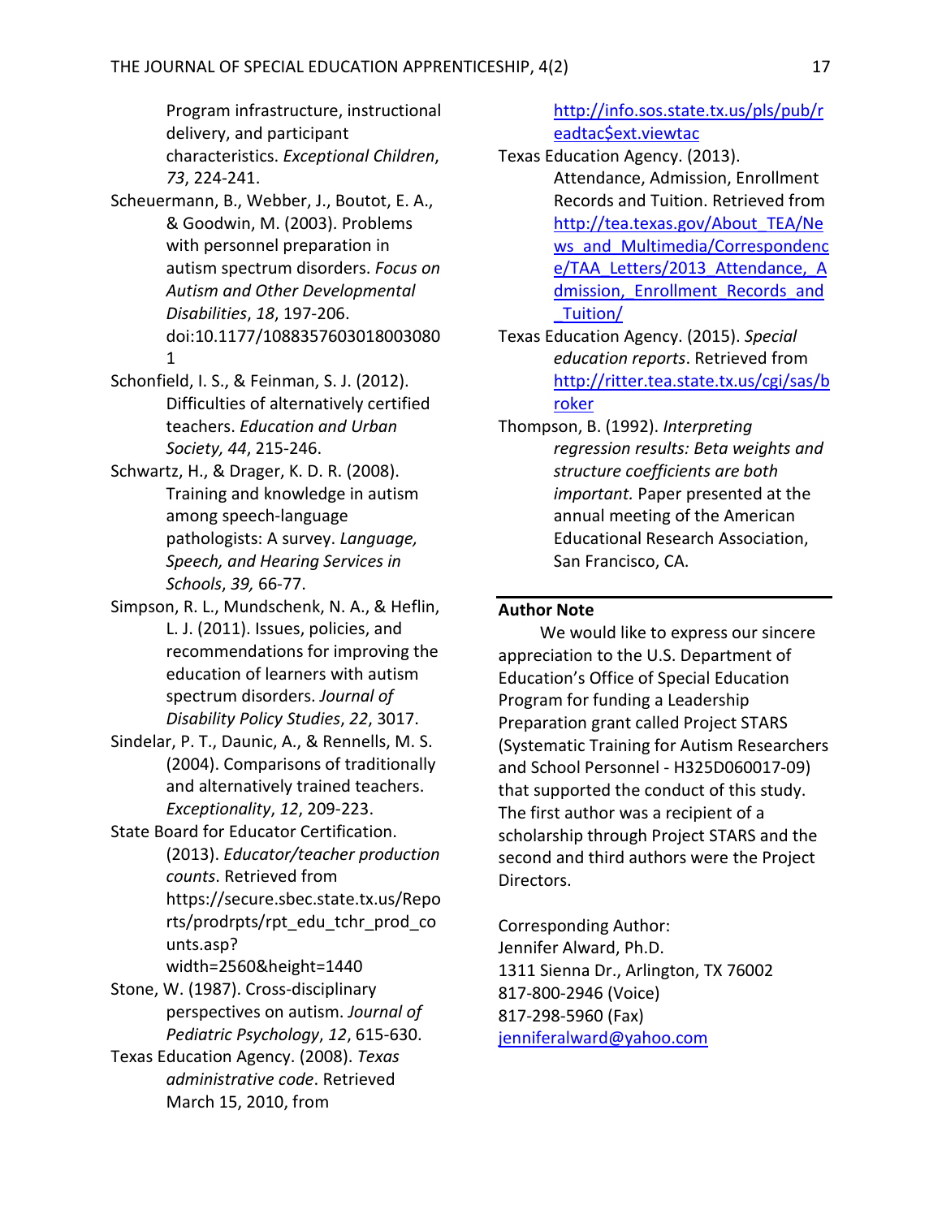Program infrastructure, instructional delivery, and participant characteristics. *Exceptional Children*, *73*, 224-241.

Scheuermann, B., Webber, J., Boutot, E. A., & Goodwin, M. (2003). Problems with personnel preparation in autism spectrum disorders. *Focus on Autism and Other Developmental Disabilities*, *18*, 197-206. doi:10.1177/10883576030180030801

Schonfield, I. S., & Feinman, S. J. (2012). Difficulties of alternatively certified teachers. *Education and Urban Society, 44*, 215-246.

Schwartz, H., & Drager, K. D. R. (2008). Training and knowledge in autism among speech-language pathologists: A survey. *Language, Speech, and Hearing Services in Schools*, *39,* 66-77.

Simpson, R. L., Mundschenk, N. A., & Heflin, L. J. (2011). Issues, policies, and recommendations for improving the education of learners with autism spectrum disorders. *Journal of Disability Policy Studies*, *22*, 3017.

Sindelar, P. T., Daunic, A., & Rennells, M. S. (2004). Comparisons of traditionally and alternatively trained teachers. *Exceptionality*, *12*, 209-223.

State Board for Educator Certification. (2013). *Educator/teacher production counts*. Retrieved from https://secure.sbec.state.tx.us/Reports/prodrpts/rpt_edu_tchr_prod_counts.asp?width=2560&height=1440

Stone, W. (1987). Cross-disciplinary perspectives on autism. *Journal of Pediatric Psychology*, *12*, 615-630.

Texas Education Agency. (2008). *Texas administrative code*. Retrieved March 15, 2010, from http://info.sos.state.tx.us/pls/pub/readtac$ext.viewtac

Texas Education Agency. (2013). Attendance, Admission, Enrollment Records and Tuition. Retrieved from http://tea.texas.gov/About_TEA/News_and_Multimedia/Correspondence/TAA_Letters/2013_Attendance,_Admission,_Enrollment_Records_and_Tuition/

Texas Education Agency. (2015). *Special education reports*. Retrieved from http://ritter.tea.state.tx.us/cgi/sas/broker

Thompson, B. (1992). *Interpreting regression results: Beta weights and structure coefficients are both important.* Paper presented at the annual meeting of the American Educational Research Association, San Francisco, CA.

**Author Note**

We would like to express our sincere appreciation to the U.S. Department of Education's Office of Special Education Program for funding a Leadership Preparation grant called Project STARS (Systematic Training for Autism Researchers and School Personnel - H325D060017-09) that supported the conduct of this study. The first author was a recipient of a scholarship through Project STARS and the second and third authors were the Project Directors.

Corresponding Author:
Jennifer Alward, Ph.D.
1311 Sienna Dr., Arlington, TX 76002
817-800-2946 (Voice)
817-298-5960 (Fax)
jenniferalward@yahoo.com